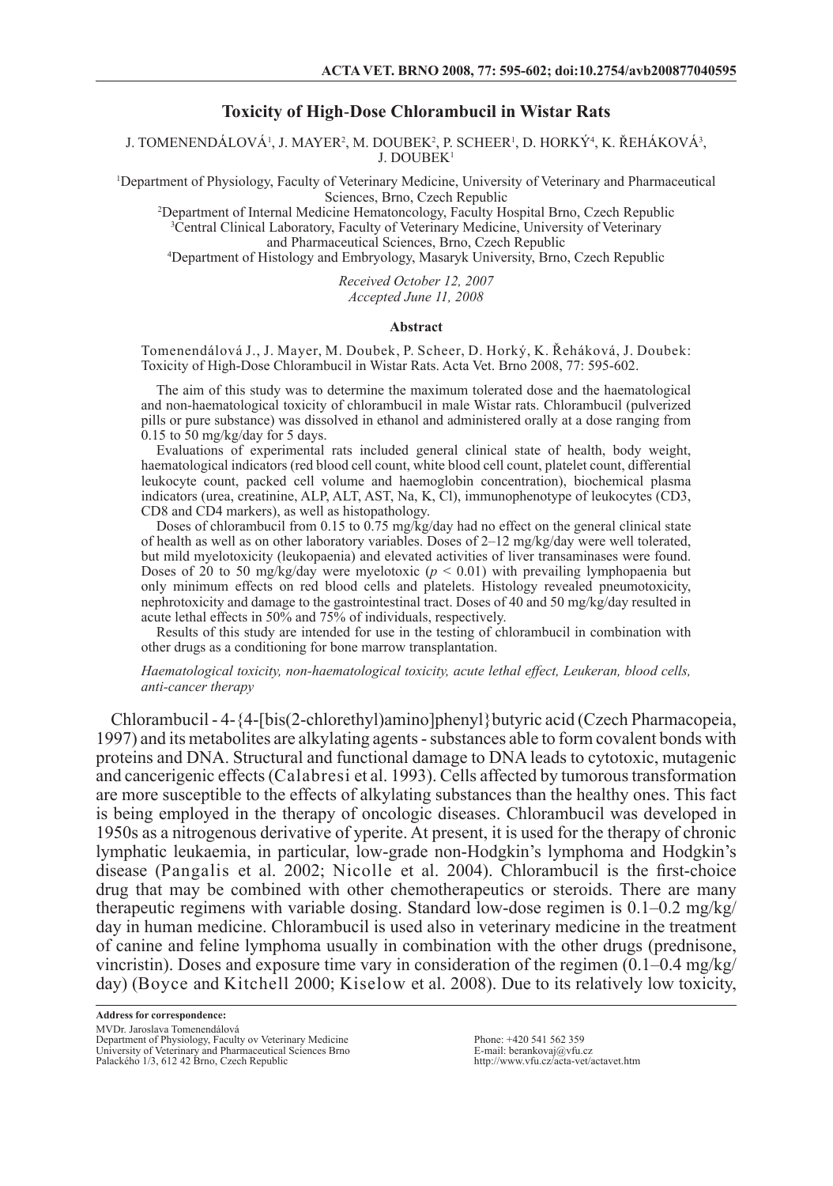# Toxicity of High-Dose Chlorambucil in Wistar Rats

J. TOMENENDÁLOVÁ[1], J. MAYER[2], M. DOUBEK[2], P. SCHEER[1], D. HORKÝ[4], K. ŘEHÁKOVÁ[3], J. DOUBEK[1]

[1]Department of Physiology, Faculty of Veterinary Medicine, University of Veterinary and Pharmaceutical Sciences, Brno, Czech Republic
[2]Department of Internal Medicine Hematoncology, Faculty Hospital Brno, Czech Republic
[3]Central Clinical Laboratory, Faculty of Veterinary Medicine, University of Veterinary and Pharmaceutical Sciences, Brno, Czech Republic
[4]Department of Histology and Embryology, Masaryk University, Brno, Czech Republic

*Received October 12, 2007*
*Accepted June 11, 2008*

## Abstract

Tomenendálová J., J. Mayer, M. Doubek, P. Scheer, D. Horký, K. Řeháková, J. Doubek: Toxicity of High-Dose Chlorambucil in Wistar Rats. Acta Vet. Brno 2008, 77: 595-602.

The aim of this study was to determine the maximum tolerated dose and the haematological and non-haematological toxicity of chlorambucil in male Wistar rats. Chlorambucil (pulverized pills or pure substance) was dissolved in ethanol and administered orally at a dose ranging from 0.15 to 50 mg/kg/day for 5 days.

Evaluations of experimental rats included general clinical state of health, body weight, haematological indicators (red blood cell count, white blood cell count, platelet count, differential leukocyte count, packed cell volume and haemoglobin concentration), biochemical plasma indicators (urea, creatinine, ALP, ALT, AST, Na, K, Cl), immunophenotype of leukocytes (CD3, CD8 and CD4 markers), as well as histopathology.

Doses of chlorambucil from 0.15 to 0.75 mg/kg/day had no effect on the general clinical state of health as well as on other laboratory variables. Doses of 2–12 mg/kg/day were well tolerated, but mild myelotoxicity (leukopaenia) and elevated activities of liver transaminases were found. Doses of 20 to 50 mg/kg/day were myelotoxic ($p < 0.01$) with prevailing lymphopaenia but only minimum effects on red blood cells and platelets. Histology revealed pneumotoxicity, nephrotoxicity and damage to the gastrointestinal tract. Doses of 40 and 50 mg/kg/day resulted in acute lethal effects in 50% and 75% of individuals, respectively.

Results of this study are intended for use in the testing of chlorambucil in combination with other drugs as a conditioning for bone marrow transplantation.

*Haematological toxicity, non-haematological toxicity, acute lethal effect, Leukeran, blood cells, anti-cancer therapy*

Chlorambucil - 4-{4-[bis(2-chlorethyl)amino]phenyl}butyric acid (Czech Pharmacopeia, 1997) and its metabolites are alkylating agents - substances able to form covalent bonds with proteins and DNA. Structural and functional damage to DNA leads to cytotoxic, mutagenic and cancerigenic effects (Calabresi et al. 1993). Cells affected by tumorous transformation are more susceptible to the effects of alkylating substances than the healthy ones. This fact is being employed in the therapy of oncologic diseases. Chlorambucil was developed in 1950s as a nitrogenous derivative of yperite. At present, it is used for the therapy of chronic lymphatic leukaemia, in particular, low-grade non-Hodgkin's lymphoma and Hodgkin's disease (Pangalis et al. 2002; Nicolle et al. 2004). Chlorambucil is the first-choice drug that may be combined with other chemotherapeutics or steroids. There are many therapeutic regimens with variable dosing. Standard low-dose regimen is 0.1–0.2 mg/kg/day in human medicine. Chlorambucil is used also in veterinary medicine in the treatment of canine and feline lymphoma usually in combination with the other drugs (prednisone, vincristin). Doses and exposure time vary in consideration of the regimen (0.1–0.4 mg/kg/day) (Boyce and Kitchell 2000; Kiselow et al. 2008). Due to its relatively low toxicity,

**Address for correspondence:**
MVDr. Jaroslava Tomenendálová
Department of Physiology, Faculty ov Veterinary Medicine
University of Veterinary and Pharmaceutical Sciences Brno
Palackého 1/3, 612 42 Brno, Czech Republic

Phone: +420 541 562 359
E-mail: berankovaj@vfu.cz
http://www.vfu.cz/acta-vet/actavet.htm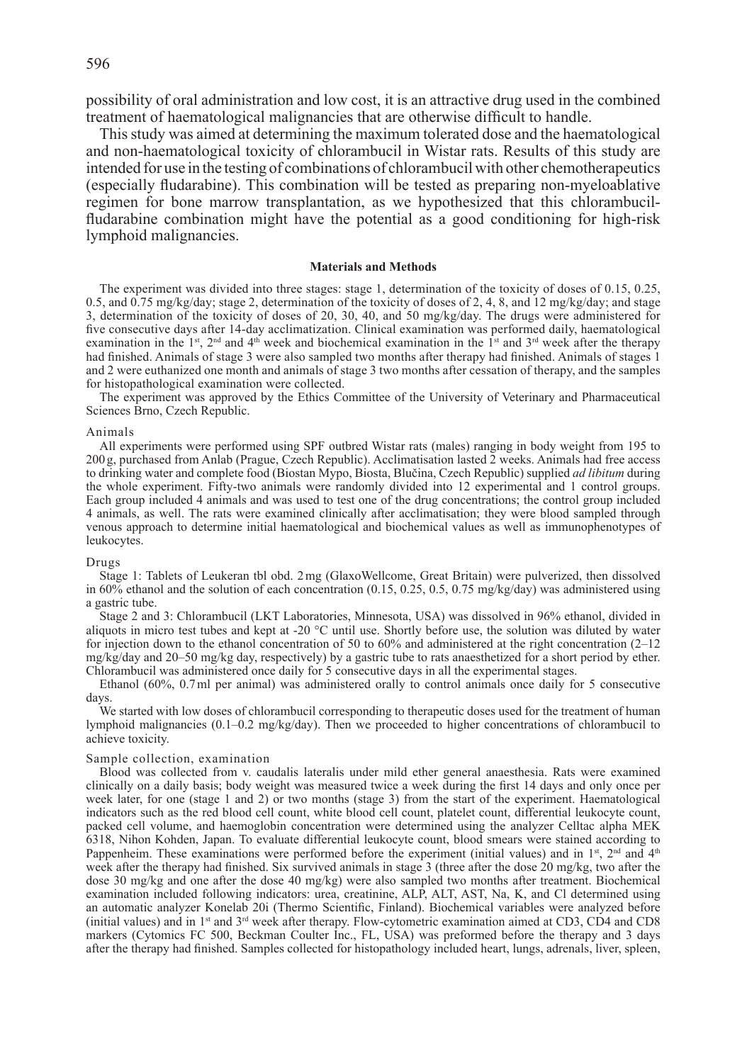possibility of oral administration and low cost, it is an attractive drug used in the combined treatment of haematological malignancies that are otherwise difficult to handle.

This study was aimed at determining the maximum tolerated dose and the haematological and non-haematological toxicity of chlorambucil in Wistar rats. Results of this study are intended for use in the testing of combinations of chlorambucil with other chemotherapeutics (especially fludarabine). This combination will be tested as preparing non-myeloablative regimen for bone marrow transplantation, as we hypothesized that this chlorambucil-fludarabine combination might have the potential as a good conditioning for high-risk lymphoid malignancies.

## Materials and Methods

The experiment was divided into three stages: stage 1, determination of the toxicity of doses of 0.15, 0.25, 0.5, and 0.75 mg/kg/day; stage 2, determination of the toxicity of doses of 2, 4, 8, and 12 mg/kg/day; and stage 3, determination of the toxicity of doses of 20, 30, 40, and 50 mg/kg/day. The drugs were administered for five consecutive days after 14-day acclimatization. Clinical examination was performed daily, haematological examination in the 1st, 2nd and 4th week and biochemical examination in the 1st and 3rd week after the therapy had finished. Animals of stage 3 were also sampled two months after therapy had finished. Animals of stages 1 and 2 were euthanized one month and animals of stage 3 two months after cessation of therapy, and the samples for histopathological examination were collected.

The experiment was approved by the Ethics Committee of the University of Veterinary and Pharmaceutical Sciences Brno, Czech Republic.

### Animals

All experiments were performed using SPF outbred Wistar rats (males) ranging in body weight from 195 to 200 g, purchased from Anlab (Prague, Czech Republic). Acclimatisation lasted 2 weeks. Animals had free access to drinking water and complete food (Biostan Mypo, Biosta, Blučina, Czech Republic) supplied *ad libitum* during the whole experiment. Fifty-two animals were randomly divided into 12 experimental and 1 control groups. Each group included 4 animals and was used to test one of the drug concentrations; the control group included 4 animals, as well. The rats were examined clinically after acclimatisation; they were blood sampled through venous approach to determine initial haematological and biochemical values as well as immunophenotypes of leukocytes.

### Drugs

Stage 1: Tablets of Leukeran tbl obd. 2 mg (GlaxoWellcome, Great Britain) were pulverized, then dissolved in 60% ethanol and the solution of each concentration (0.15, 0.25, 0.5, 0.75 mg/kg/day) was administered using a gastric tube.

Stage 2 and 3: Chlorambucil (LKT Laboratories, Minnesota, USA) was dissolved in 96% ethanol, divided in aliquots in micro test tubes and kept at -20 °C until use. Shortly before use, the solution was diluted by water for injection down to the ethanol concentration of 50 to 60% and administered at the right concentration (2–12 mg/kg/day and 20–50 mg/kg day, respectively) by a gastric tube to rats anaesthetized for a short period by ether. Chlorambucil was administered once daily for 5 consecutive days in all the experimental stages.

Ethanol (60%, 0.7 ml per animal) was administered orally to control animals once daily for 5 consecutive days.

We started with low doses of chlorambucil corresponding to therapeutic doses used for the treatment of human lymphoid malignancies (0.1–0.2 mg/kg/day). Then we proceeded to higher concentrations of chlorambucil to achieve toxicity.

### Sample collection, examination

Blood was collected from v. caudalis lateralis under mild ether general anaesthesia. Rats were examined clinically on a daily basis; body weight was measured twice a week during the first 14 days and only once per week later, for one (stage 1 and 2) or two months (stage 3) from the start of the experiment. Haematological indicators such as the red blood cell count, white blood cell count, platelet count, differential leukocyte count, packed cell volume, and haemoglobin concentration were determined using the analyzer Celltac alpha MEK 6318, Nihon Kohden, Japan. To evaluate differential leukocyte count, blood smears were stained according to Pappenheim. These examinations were performed before the experiment (initial values) and in 1st, 2nd and 4th week after the therapy had finished. Six survived animals in stage 3 (three after the dose 20 mg/kg, two after the dose 30 mg/kg and one after the dose 40 mg/kg) were also sampled two months after treatment. Biochemical examination included following indicators: urea, creatinine, ALP, ALT, AST, Na, K, and Cl determined using an automatic analyzer Konelab 20i (Thermo Scientific, Finland). Biochemical variables were analyzed before (initial values) and in 1st and 3rd week after therapy. Flow-cytometric examination aimed at CD3, CD4 and CD8 markers (Cytomics FC 500, Beckman Coulter Inc., FL, USA) was preformed before the therapy and 3 days after the therapy had finished. Samples collected for histopathology included heart, lungs, adrenals, liver, spleen,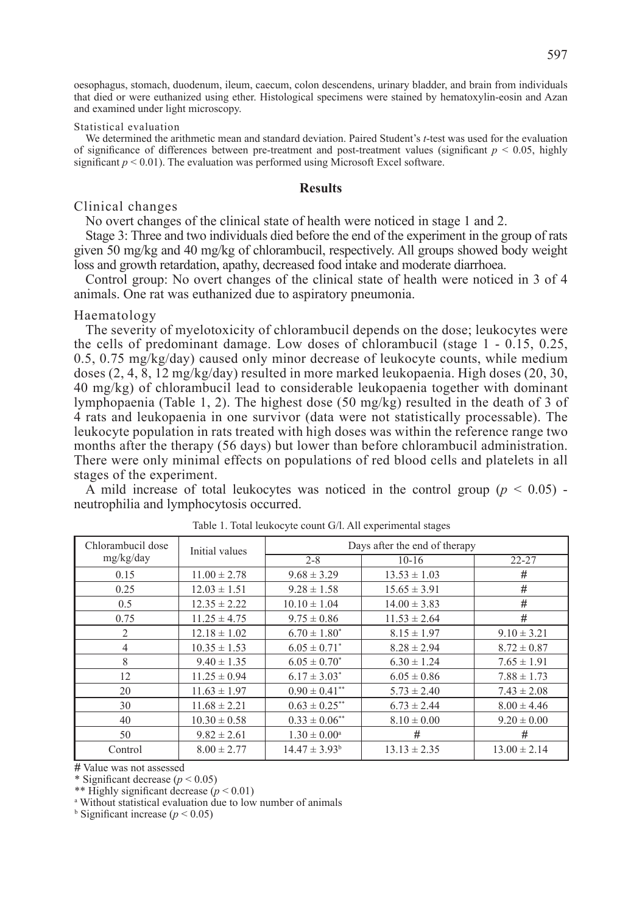oesophagus, stomach, duodenum, ileum, caecum, colon descendens, urinary bladder, and brain from individuals that died or were euthanized using ether. Histological specimens were stained by hematoxylin-eosin and Azan and examined under light microscopy.

### Statistical evaluation

We determined the arithmetic mean and standard deviation. Paired Student's *t*-test was used for the evaluation of significance of differences between pre-treatment and post-treatment values (significant $p < 0.05$, highly significant $p < 0.01$). The evaluation was performed using Microsoft Excel software.

## Results

### Clinical changes

No overt changes of the clinical state of health were noticed in stage 1 and 2.

Stage 3: Three and two individuals died before the end of the experiment in the group of rats given 50 mg/kg and 40 mg/kg of chlorambucil, respectively. All groups showed body weight loss and growth retardation, apathy, decreased food intake and moderate diarrhoea.

Control group: No overt changes of the clinical state of health were noticed in 3 of 4 animals. One rat was euthanized due to aspiratory pneumonia.

### Haematology

The severity of myelotoxicity of chlorambucil depends on the dose; leukocytes were the cells of predominant damage. Low doses of chlorambucil (stage 1 - 0.15, 0.25, 0.5, 0.75 mg/kg/day) caused only minor decrease of leukocyte counts, while medium doses (2, 4, 8, 12 mg/kg/day) resulted in more marked leukopaenia. High doses (20, 30, 40 mg/kg) of chlorambucil lead to considerable leukopaenia together with dominant lymphopaenia (Table 1, 2). The highest dose (50 mg/kg) resulted in the death of 3 of 4 rats and leukopaenia in one survivor (data were not statistically processable). The leukocyte population in rats treated with high doses was within the reference range two months after the therapy (56 days) but lower than before chlorambucil administration. There were only minimal effects on populations of red blood cells and platelets in all stages of the experiment.

A mild increase of total leukocytes was noticed in the control group ($p < 0.05$) - neutrophilia and lymphocytosis occurred.

Table 1. Total leukocyte count G/l. All experimental stages

| Chlorambucil dose mg/kg/day | Initial values | Days after the end of therapy | | |
|---|---|---|---|---|
| | | 2-8 | 10-16 | 22-27 |
| 0.15 | 11.00 ± 2.78 | 9.68 ± 3.29 | 13.53 ± 1.03 | # |
| 0.25 | 12.03 ± 1.51 | 9.28 ± 1.58 | 15.65 ± 3.91 | # |
| 0.5 | 12.35 ± 2.22 | 10.10 ± 1.04 | 14.00 ± 3.83 | # |
| 0.75 | 11.25 ± 4.75 | 9.75 ± 0.86 | 11.53 ± 2.64 | # |
| 2 | 12.18 ± 1.02 | 6.70 ± 1.80* | 8.15 ± 1.97 | 9.10 ± 3.21 |
| 4 | 10.35 ± 1.53 | 6.05 ± 0.71* | 8.28 ± 2.94 | 8.72 ± 0.87 |
| 8 | 9.40 ± 1.35 | 6.05 ± 0.70* | 6.30 ± 1.24 | 7.65 ± 1.91 |
| 12 | 11.25 ± 0.94 | 6.17 ± 3.03* | 6.05 ± 0.86 | 7.88 ± 1.73 |
| 20 | 11.63 ± 1.97 | 0.90 ± 0.41** | 5.73 ± 2.40 | 7.43 ± 2.08 |
| 30 | 11.68 ± 2.21 | 0.63 ± 0.25** | 6.73 ± 2.44 | 8.00 ± 4.46 |
| 40 | 10.30 ± 0.58 | 0.33 ± 0.06** | 8.10 ± 0.00 | 9.20 ± 0.00 |
| 50 | 9.82 ± 2.61 | 1.30 ± 0.00[a] | # | # |
| Control | 8.00 ± 2.77 | 14.47 ± 3.93[b] | 13.13 ± 2.35 | 13.00 ± 2.14 |

# Value was not assessed

* Significant decrease ($p < 0.05$)

** Highly significant decrease ($p < 0.01$)

[a] Without statistical evaluation due to low number of animals

[b] Significant increase ($p < 0.05$)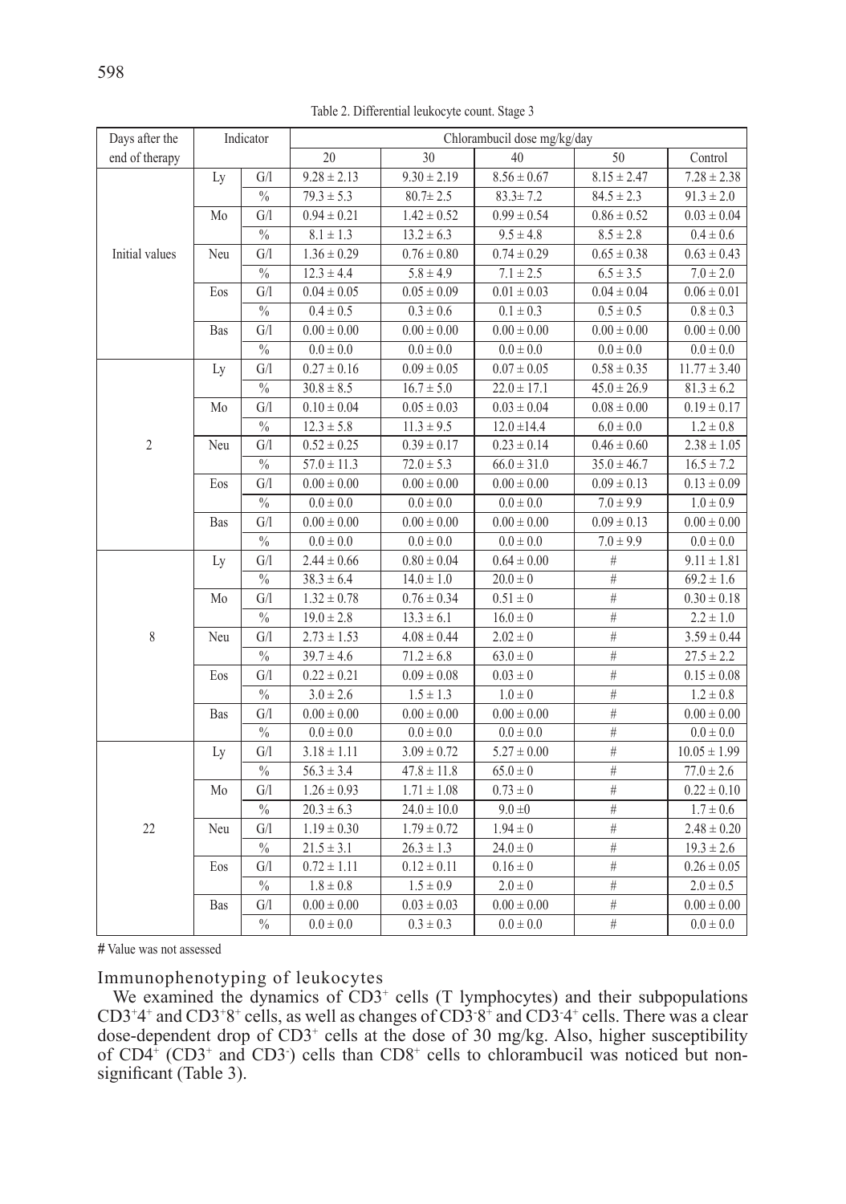Table 2. Differential leukocyte count. Stage 3

| Days after the end of therapy | Indicator | | Chlorambucil dose mg/kg/day | | | | |
|---|---|---|---|---|---|---|---|
| | | | 20 | 30 | 40 | 50 | Control |
| Initial values | Ly | G/l | 9.28 ± 2.13 | 9.30 ± 2.19 | 8.56 ± 0.67 | 8.15 ± 2.47 | 7.28 ± 2.38 |
| | | % | 79.3 ± 5.3 | 80.7± 2.5 | 83.3± 7.2 | 84.5 ± 2.3 | 91.3 ± 2.0 |
| | Mo | G/l | 0.94 ± 0.21 | 1.42 ± 0.52 | 0.99 ± 0.54 | 0.86 ± 0.52 | 0.03 ± 0.04 |
| | | % | 8.1 ± 1.3 | 13.2 ± 6.3 | 9.5 ± 4.8 | 8.5 ± 2.8 | 0.4 ± 0.6 |
| | Neu | G/l | 1.36 ± 0.29 | 0.76 ± 0.80 | 0.74 ± 0.29 | 0.65 ± 0.38 | 0.63 ± 0.43 |
| | | % | 12.3 ± 4.4 | 5.8 ± 4.9 | 7.1 ± 2.5 | 6.5 ± 3.5 | 7.0 ± 2.0 |
| | Eos | G/l | 0.04 ± 0.05 | 0.05 ± 0.09 | 0.01 ± 0.03 | 0.04 ± 0.04 | 0.06 ± 0.01 |
| | | % | 0.4 ± 0.5 | 0.3 ± 0.6 | 0.1 ± 0.3 | 0.5 ± 0.5 | 0.8 ± 0.3 |
| | Bas | G/l | 0.00 ± 0.00 | 0.00 ± 0.00 | 0.00 ± 0.00 | 0.00 ± 0.00 | 0.00 ± 0.00 |
| | | % | 0.0 ± 0.0 | 0.0 ± 0.0 | 0.0 ± 0.0 | 0.0 ± 0.0 | 0.0 ± 0.0 |
| 2 | Ly | G/l | 0.27 ± 0.16 | 0.09 ± 0.05 | 0.07 ± 0.05 | 0.58 ± 0.35 | 11.77 ± 3.40 |
| | | % | 30.8 ± 8.5 | 16.7 ± 5.0 | 22.0 ± 17.1 | 45.0 ± 26.9 | 81.3 ± 6.2 |
| | Mo | G/l | 0.10 ± 0.04 | 0.05 ± 0.03 | 0.03 ± 0.04 | 0.08 ± 0.00 | 0.19 ± 0.17 |
| | | % | 12.3 ± 5.8 | 11.3 ± 9.5 | 12.0 ±14.4 | 6.0 ± 0.0 | 1.2 ± 0.8 |
| | Neu | G/l | 0.52 ± 0.25 | 0.39 ± 0.17 | 0.23 ± 0.14 | 0.46 ± 0.60 | 2.38 ± 1.05 |
| | | % | 57.0 ± 11.3 | 72.0 ± 5.3 | 66.0 ± 31.0 | 35.0 ± 46.7 | 16.5 ± 7.2 |
| | Eos | G/l | 0.00 ± 0.00 | 0.00 ± 0.00 | 0.00 ± 0.00 | 0.09 ± 0.13 | 0.13 ± 0.09 |
| | | % | 0.0 ± 0.0 | 0.0 ± 0.0 | 0.0 ± 0.0 | 7.0 ± 9.9 | 1.0 ± 0.9 |
| | Bas | G/l | 0.00 ± 0.00 | 0.00 ± 0.00 | 0.00 ± 0.00 | 0.09 ± 0.13 | 0.00 ± 0.00 |
| | | % | 0.0 ± 0.0 | 0.0 ± 0.0 | 0.0 ± 0.0 | 7.0 ± 9.9 | 0.0 ± 0.0 |
| 8 | Ly | G/l | 2.44 ± 0.66 | 0.80 ± 0.04 | 0.64 ± 0.00 | # | 9.11 ± 1.81 |
| | | % | 38.3 ± 6.4 | 14.0 ± 1.0 | 20.0 ± 0 | # | 69.2 ± 1.6 |
| | Mo | G/l | 1.32 ± 0.78 | 0.76 ± 0.34 | 0.51 ± 0 | # | 0.30 ± 0.18 |
| | | % | 19.0 ± 2.8 | 13.3 ± 6.1 | 16.0 ± 0 | # | 2.2 ± 1.0 |
| | Neu | G/l | 2.73 ± 1.53 | 4.08 ± 0.44 | 2.02 ± 0 | # | 3.59 ± 0.44 |
| | | % | 39.7 ± 4.6 | 71.2 ± 6.8 | 63.0 ± 0 | # | 27.5 ± 2.2 |
| | Eos | G/l | 0.22 ± 0.21 | 0.09 ± 0.08 | 0.03 ± 0 | # | 0.15 ± 0.08 |
| | | % | 3.0 ± 2.6 | 1.5 ± 1.3 | 1.0 ± 0 | # | 1.2 ± 0.8 |
| | Bas | G/l | 0.00 ± 0.00 | 0.00 ± 0.00 | 0.00 ± 0.00 | # | 0.00 ± 0.00 |
| | | % | 0.0 ± 0.0 | 0.0 ± 0.0 | 0.0 ± 0.0 | # | 0.0 ± 0.0 |
| 22 | Ly | G/l | 3.18 ± 1.11 | 3.09 ± 0.72 | 5.27 ± 0.00 | # | 10.05 ± 1.99 |
| | | % | 56.3 ± 3.4 | 47.8 ± 11.8 | 65.0 ± 0 | # | 77.0 ± 2.6 |
| | Mo | G/l | 1.26 ± 0.93 | 1.71 ± 1.08 | 0.73 ± 0 | # | 0.22 ± 0.10 |
| | | % | 20.3 ± 6.3 | 24.0 ± 10.0 | 9.0 ±0 | # | 1.7 ± 0.6 |
| | Neu | G/l | 1.19 ± 0.30 | 1.79 ± 0.72 | 1.94 ± 0 | # | 2.48 ± 0.20 |
| | | % | 21.5 ± 3.1 | 26.3 ± 1.3 | 24.0 ± 0 | # | 19.3 ± 2.6 |
| | Eos | G/l | 0.72 ± 1.11 | 0.12 ± 0.11 | 0.16 ± 0 | # | 0.26 ± 0.05 |
| | | % | 1.8 ± 0.8 | 1.5 ± 0.9 | 2.0 ± 0 | # | 2.0 ± 0.5 |
| | Bas | G/l | 0.00 ± 0.00 | 0.03 ± 0.03 | 0.00 ± 0.00 | # | 0.00 ± 0.00 |
| | | % | 0.0 ± 0.0 | 0.3 ± 0.3 | 0.0 ± 0.0 | # | 0.0 ± 0.0 |

**#** Value was not assessed

## Immunophenotyping of leukocytes

We examined the dynamics of $CD3^+$ cells (T lymphocytes) and their subpopulations $CD3^+4^+$ and $CD3^+8^+$ cells, as well as changes of $CD3^-8^+$ and $CD3^-4^+$ cells. There was a clear dose-dependent drop of $CD3^+$ cells at the dose of 30 mg/kg. Also, higher susceptibility of $CD4^+$ ($CD3^+$ and $CD3^-$) cells than $CD8^+$ cells to chlorambucil was noticed but non-significant (Table 3).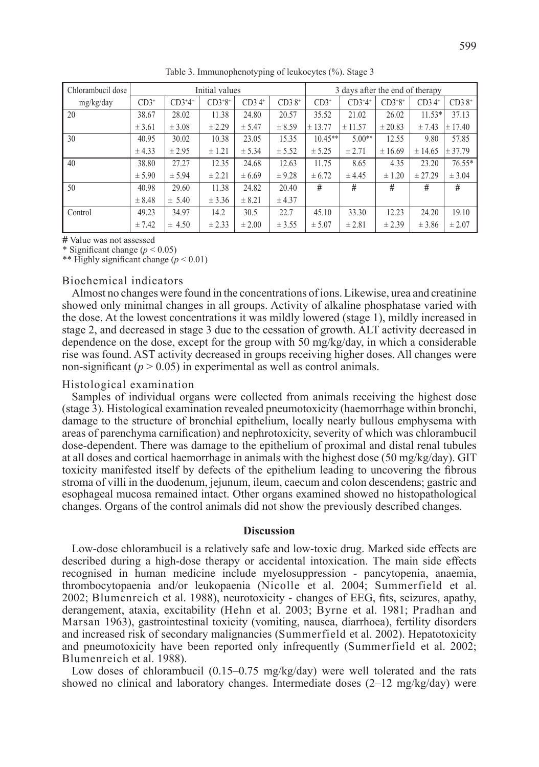Table 3. Immunophenotyping of leukocytes (%). Stage 3

| Chlorambucil dose mg/kg/day | Initial values | | | | | 3 days after the end of therapy | | | | |
|---|---|---|---|---|---|---|---|---|---|---|
| | $CD3^+$ | $CD3^+4^+$ | $CD3^+8^+$ | $CD3^-4^+$ | $CD3^-8^+$ | $CD3^+$ | $CD3^+4^+$ | $CD3^+8^+$ | $CD3^-4^+$ | $CD3^-8^+$ |
| 20 | 38.67 | 28.02 | 11.38 | 24.80 | 20.57 | 35.52 | 21.02 | 26.02 | 11.53* | 37.13 |
| | ± 3.61 | ± 3.08 | ± 2.29 | ± 5.47 | ± 8.59 | ± 13.77 | ± 11.57 | ± 20.83 | ± 7.43 | ± 17.40 |
| 30 | 40.95 | 30.02 | 10.38 | 23.05 | 15.35 | 10.45** | 5.00** | 12.55 | 9.80 | 57.85 |
| | ± 4.33 | ± 2.95 | ± 1.21 | ± 5.34 | ± 5.52 | ± 5.25 | ± 2.71 | ± 16.69 | ± 14.65 | ± 37.79 |
| 40 | 38.80 | 27.27 | 12.35 | 24.68 | 12.63 | 11.75 | 8.65 | 4.35 | 23.20 | 76.55* |
| | ± 5.90 | ± 5.94 | ± 2.21 | ± 6.69 | ± 9.28 | ± 6.72 | ± 4.45 | ± 1.20 | ± 27.29 | ± 3.04 |
| 50 | 40.98 | 29.60 | 11.38 | 24.82 | 20.40 | # | # | # | # | # |
| | ± 8.48 | ± 5.40 | ± 3.36 | ± 8.21 | ± 4.37 | | | | | |
| Control | 49.23 | 34.97 | 14.2 | 30.5 | 22.7 | 45.10 | 33.30 | 12.23 | 24.20 | 19.10 |
| | ± 7.42 | ± 4.50 | ± 2.33 | ± 2.00 | ± 3.55 | ± 5.07 | ± 2.81 | ± 2.39 | ± 3.86 | ± 2.07 |

# Value was not assessed

* Significant change ($p < 0.05$)

** Highly significant change ($p < 0.01$)

### Biochemical indicators

Almost no changes were found in the concentrations of ions. Likewise, urea and creatinine showed only minimal changes in all groups. Activity of alkaline phosphatase varied with the dose. At the lowest concentrations it was mildly lowered (stage 1), mildly increased in stage 2, and decreased in stage 3 due to the cessation of growth. ALT activity decreased in dependence on the dose, except for the group with 50 mg/kg/day, in which a considerable rise was found. AST activity decreased in groups receiving higher doses. All changes were non-significant ($p > 0.05$) in experimental as well as control animals.

### Histological examination

Samples of individual organs were collected from animals receiving the highest dose (stage 3). Histological examination revealed pneumotoxicity (haemorrhage within bronchi, damage to the structure of bronchial epithelium, locally nearly bullous emphysema with areas of parenchyma carnification) and nephrotoxicity, severity of which was chlorambucil dose-dependent. There was damage to the epithelium of proximal and distal renal tubules at all doses and cortical haemorrhage in animals with the highest dose (50 mg/kg/day). GIT toxicity manifested itself by defects of the epithelium leading to uncovering the fibrous stroma of villi in the duodenum, jejunum, ileum, caecum and colon descendens; gastric and esophageal mucosa remained intact. Other organs examined showed no histopathological changes. Organs of the control animals did not show the previously described changes.

## Discussion

Low-dose chlorambucil is a relatively safe and low-toxic drug. Marked side effects are described during a high-dose therapy or accidental intoxication. The main side effects recognised in human medicine include myelosuppression - pancytopenia, anaemia, thrombocytopaenia and/or leukopaenia (Nicolle et al. 2004; Summerfield et al. 2002; Blumenreich et al. 1988), neurotoxicity - changes of EEG, fits, seizures, apathy, derangement, ataxia, excitability (Hehn et al. 2003; Byrne et al. 1981; Pradhan and Marsan 1963), gastrointestinal toxicity (vomiting, nausea, diarrhoea), fertility disorders and increased risk of secondary malignancies (Summerfield et al. 2002). Hepatotoxicity and pneumotoxicity have been reported only infrequently (Summerfield et al. 2002; Blumenreich et al. 1988).

Low doses of chlorambucil (0.15–0.75 mg/kg/day) were well tolerated and the rats showed no clinical and laboratory changes. Intermediate doses (2–12 mg/kg/day) were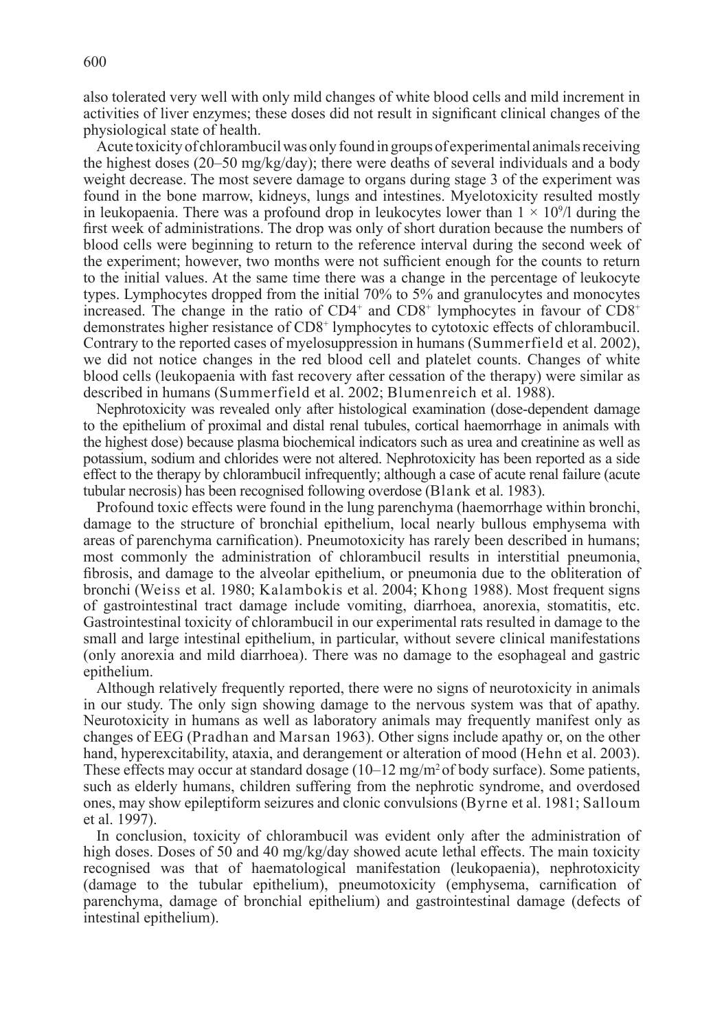also tolerated very well with only mild changes of white blood cells and mild increment in activities of liver enzymes; these doses did not result in significant clinical changes of the physiological state of health.

Acute toxicity of chlorambucil was only found in groups of experimental animals receiving the highest doses (20–50 mg/kg/day); there were deaths of several individuals and a body weight decrease. The most severe damage to organs during stage 3 of the experiment was found in the bone marrow, kidneys, lungs and intestines. Myelotoxicity resulted mostly in leukopaenia. There was a profound drop in leukocytes lower than $1 \times 10^9$/l during the first week of administrations. The drop was only of short duration because the numbers of blood cells were beginning to return to the reference interval during the second week of the experiment; however, two months were not sufficient enough for the counts to return to the initial values. At the same time there was a change in the percentage of leukocyte types. Lymphocytes dropped from the initial 70% to 5% and granulocytes and monocytes increased. The change in the ratio of $CD4^+$ and $CD8^+$ lymphocytes in favour of $CD8^+$ demonstrates higher resistance of $CD8^+$ lymphocytes to cytotoxic effects of chlorambucil. Contrary to the reported cases of myelosuppression in humans (Summerfield et al. 2002), we did not notice changes in the red blood cell and platelet counts. Changes of white blood cells (leukopaenia with fast recovery after cessation of the therapy) were similar as described in humans (Summerfield et al. 2002; Blumenreich et al. 1988).

Nephrotoxicity was revealed only after histological examination (dose-dependent damage to the epithelium of proximal and distal renal tubules, cortical haemorrhage in animals with the highest dose) because plasma biochemical indicators such as urea and creatinine as well as potassium, sodium and chlorides were not altered. Nephrotoxicity has been reported as a side effect to the therapy by chlorambucil infrequently; although a case of acute renal failure (acute tubular necrosis) has been recognised following overdose (Blank et al. 1983).

Profound toxic effects were found in the lung parenchyma (haemorrhage within bronchi, damage to the structure of bronchial epithelium, local nearly bullous emphysema with areas of parenchyma carnification). Pneumotoxicity has rarely been described in humans; most commonly the administration of chlorambucil results in interstitial pneumonia, fibrosis, and damage to the alveolar epithelium, or pneumonia due to the obliteration of bronchi (Weiss et al. 1980; Kalambokis et al. 2004; Khong 1988). Most frequent signs of gastrointestinal tract damage include vomiting, diarrhoea, anorexia, stomatitis, etc. Gastrointestinal toxicity of chlorambucil in our experimental rats resulted in damage to the small and large intestinal epithelium, in particular, without severe clinical manifestations (only anorexia and mild diarrhoea). There was no damage to the esophageal and gastric epithelium.

Although relatively frequently reported, there were no signs of neurotoxicity in animals in our study. The only sign showing damage to the nervous system was that of apathy. Neurotoxicity in humans as well as laboratory animals may frequently manifest only as changes of EEG (Pradhan and Marsan 1963). Other signs include apathy or, on the other hand, hyperexcitability, ataxia, and derangement or alteration of mood (Hehn et al. 2003). These effects may occur at standard dosage (10–12 mg/m$^2$ of body surface). Some patients, such as elderly humans, children suffering from the nephrotic syndrome, and overdosed ones, may show epileptiform seizures and clonic convulsions (Byrne et al. 1981; Salloum et al. 1997).

In conclusion, toxicity of chlorambucil was evident only after the administration of high doses. Doses of 50 and 40 mg/kg/day showed acute lethal effects. The main toxicity recognised was that of haematological manifestation (leukopaenia), nephrotoxicity (damage to the tubular epithelium), pneumotoxicity (emphysema, carnification of parenchyma, damage of bronchial epithelium) and gastrointestinal damage (defects of intestinal epithelium).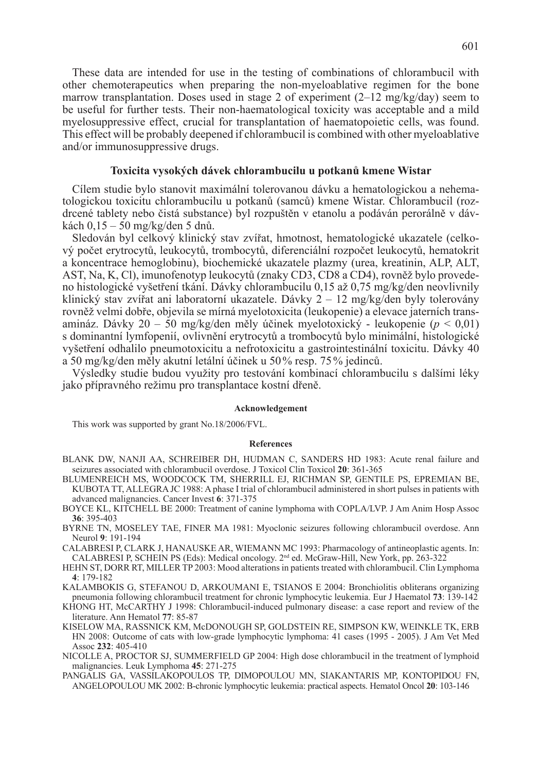These data are intended for use in the testing of combinations of chlorambucil with other chemoterapeutics when preparing the non-myeloablative regimen for the bone marrow transplantation. Doses used in stage 2 of experiment (2–12 mg/kg/day) seem to be useful for further tests. Their non-haematological toxicity was acceptable and a mild myelosuppressive effect, crucial for transplantation of haematopoietic cells, was found. This effect will be probably deepened if chlorambucil is combined with other myeloablative and/or immunosuppressive drugs.

## Toxicita vysokých dávek chlorambucilu u potkanů kmene Wistar

Cílem studie bylo stanovit maximální tolerovanou dávku a hematologickou a nehematologickou toxicitu chlorambucilu u potkanů (samců) kmene Wistar. Chlorambucil (rozdrcené tablety nebo čistá substance) byl rozpuštěn v etanolu a podáván perorálně v dávkách 0,15 – 50 mg/kg/den 5 dnů.

Sledován byl celkový klinický stav zvířat, hmotnost, hematologické ukazatele (celkový počet erytrocytů, leukocytů, trombocytů, diferenciální rozpočet leukocytů, hematokrit a koncentrace hemoglobinu), biochemické ukazatele plazmy (urea, kreatinin, ALP, ALT, AST, Na, K, Cl), imunofenotyp leukocytů (znaky CD3, CD8 a CD4), rovněž bylo provedeno histologické vyšetření tkání. Dávky chlorambucilu 0,15 až 0,75 mg/kg/den neovlivnily klinický stav zvířat ani laboratorní ukazatele. Dávky 2 – 12 mg/kg/den byly tolerovány rovněž velmi dobře, objevila se mírná myelotoxicita (leukopenie) a elevace jaterních transamináz. Dávky 20 – 50 mg/kg/den měly účinek myelotoxický - leukopenie ($p < 0{,}01$) s dominantní lymfopenií, ovlivnění erytrocytů a trombocytů bylo minimální, histologické vyšetření odhalilo pneumotoxicitu a nefrotoxicitu a gastrointestinální toxicitu. Dávky 40 a 50 mg/kg/den měly akutní letální účinek u 50% resp. 75% jedinců.

Výsledky studie budou využity pro testování kombinací chlorambucilu s dalšími léky jako přípravného režimu pro transplantace kostní dřeně.

#### Acknowledgement

This work was supported by grant No.18/2006/FVL.

#### References

BLANK DW, NANJI AA, SCHREIBER DH, HUDMAN C, SANDERS HD 1983: Acute renal failure and seizures associated with chlorambucil overdose. J Toxicol Clin Toxicol **20**: 361-365

BLUMENREICH MS, WOODCOCK TM, SHERRILL EJ, RICHMAN SP, GENTILE PS, EPREMIAN BE, KUBOTA TT, ALLEGRA JC 1988: A phase I trial of chlorambucil administered in short pulses in patients with advanced malignancies. Cancer Invest **6**: 371-375

BOYCE KL, KITCHELL BE 2000: Treatment of canine lymphoma with COPLA/LVP. J Am Anim Hosp Assoc **36**: 395-403

BYRNE TN, MOSELEY TAE, FINER MA 1981: Myoclonic seizures following chlorambucil overdose. Ann Neurol **9**: 191-194

CALABRESI P, CLARK J, HANAUSKE AR, WIEMANN MC 1993: Pharmacology of antineoplastic agents. In: CALABRESI P, SCHEIN PS (Eds): Medical oncology. 2nd ed. McGraw-Hill, New York, pp. 263-322

HEHN ST, DORR RT, MILLER TP 2003: Mood alterations in patients treated with chlorambucil. Clin Lymphoma **4**: 179-182

KALAMBOKIS G, STEFANOU D, ARKOUMANI E, TSIANOS E 2004: Bronchiolitis obliterans organizing pneumonia following chlorambucil treatment for chronic lymphocytic leukemia. Eur J Haematol **73**: 139-142

KHONG HT, McCARTHY J 1998: Chlorambucil-induced pulmonary disease: a case report and review of the literature. Ann Hematol **77**: 85-87

KISELOW MA, RASSNICK KM, McDONOUGH SP, GOLDSTEIN RE, SIMPSON KW, WEINKLE TK, ERB HN 2008: Outcome of cats with low-grade lymphocytic lymphoma: 41 cases (1995 - 2005). J Am Vet Med Assoc **232**: 405-410

NICOLLE A, PROCTOR SJ, SUMMERFIELD GP 2004: High dose chlorambucil in the treatment of lymphoid malignancies. Leuk Lymphoma **45**: 271-275

PANGALIS GA, VASSILAKOPOULOS TP, DIMOPOULOU MN, SIAKANTARIS MP, KONTOPIDOU FN, ANGELOPOULOU MK 2002: B-chronic lymphocytic leukemia: practical aspects. Hematol Oncol **20**: 103-146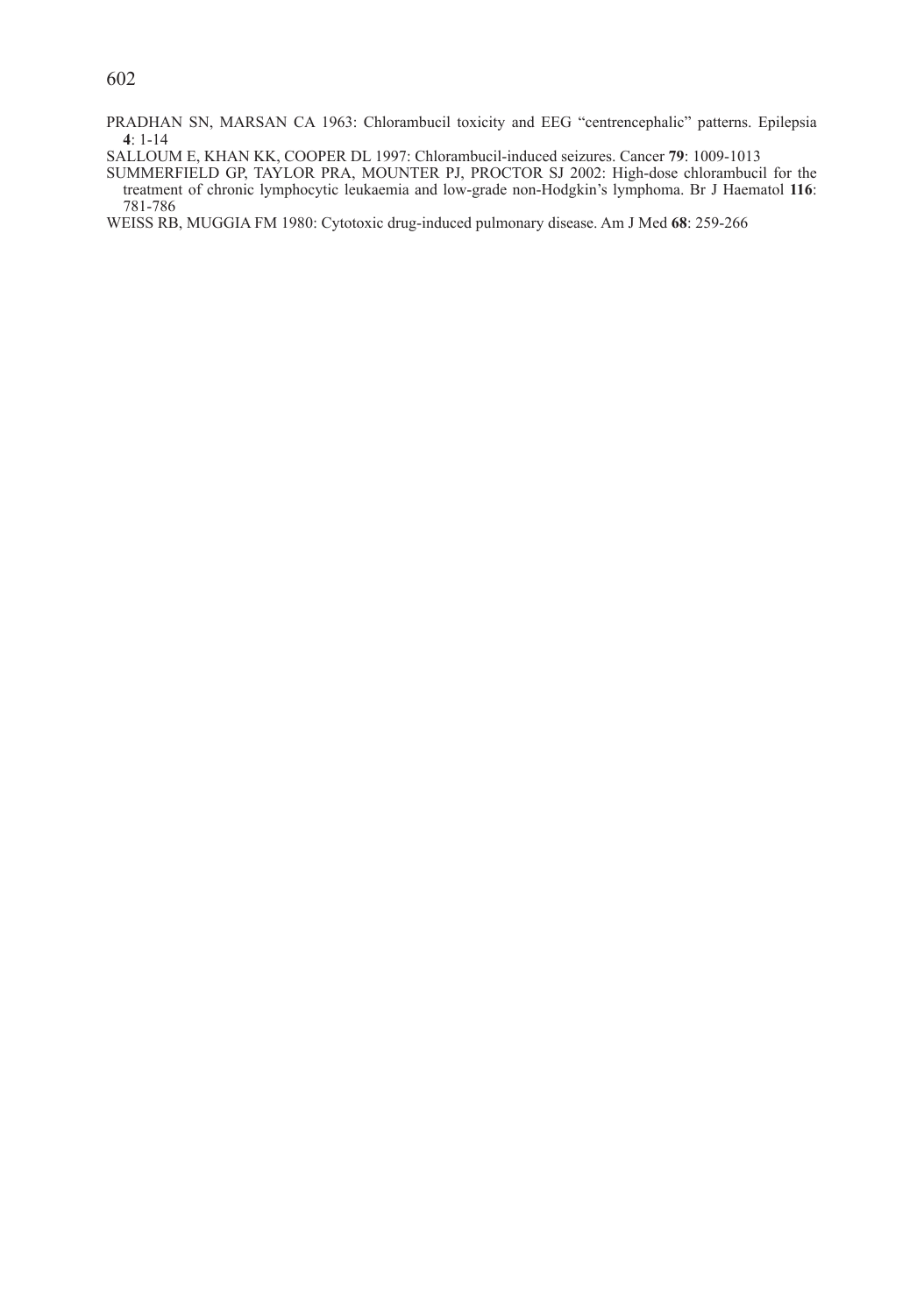PRADHAN SN, MARSAN CA 1963: Chlorambucil toxicity and EEG "centrencephalic" patterns. Epilepsia **4**: 1-14

SALLOUM E, KHAN KK, COOPER DL 1997: Chlorambucil-induced seizures. Cancer **79**: 1009-1013

SUMMERFIELD GP, TAYLOR PRA, MOUNTER PJ, PROCTOR SJ 2002: High-dose chlorambucil for the treatment of chronic lymphocytic leukaemia and low-grade non-Hodgkin's lymphoma. Br J Haematol **116**: 781-786

WEISS RB, MUGGIA FM 1980: Cytotoxic drug-induced pulmonary disease. Am J Med **68**: 259-266